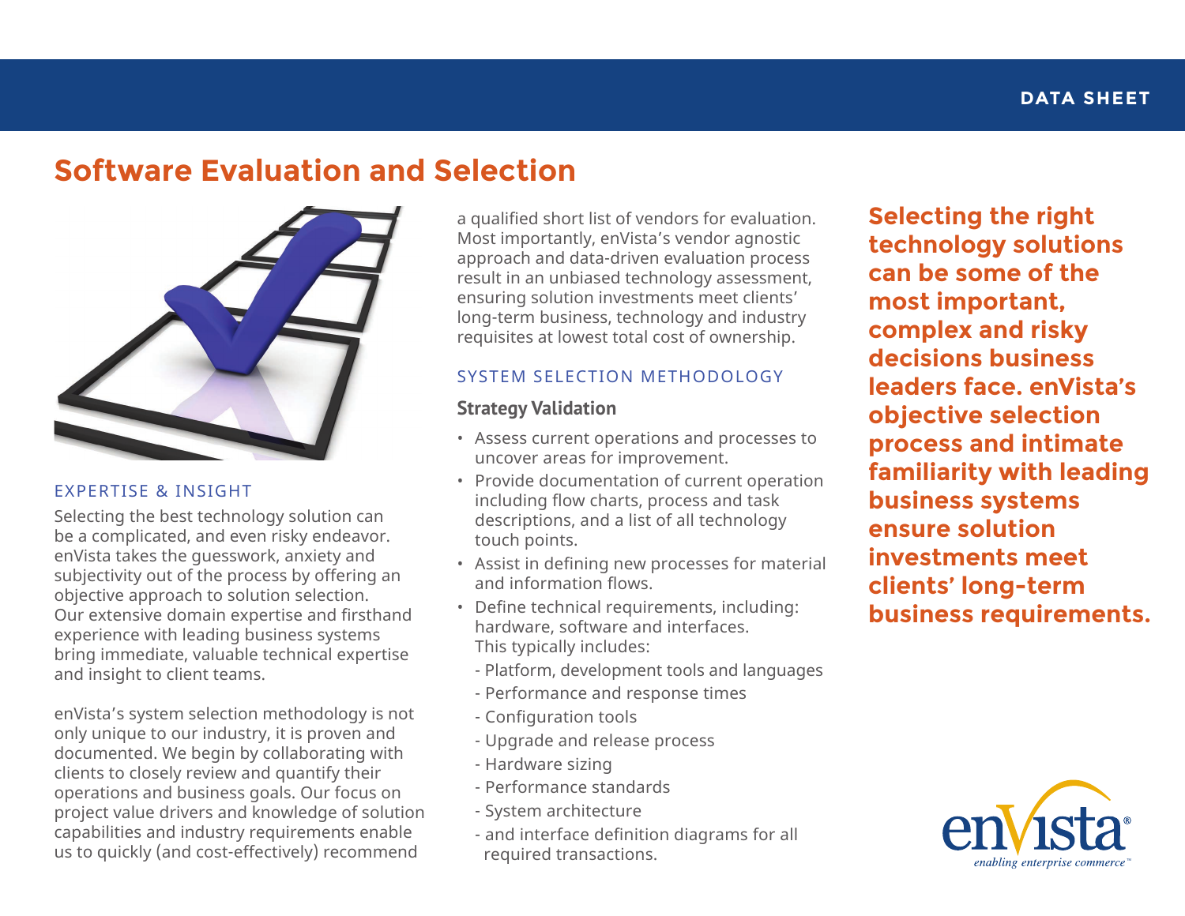DATA SHEET

# Software Evaluation and Selection

## EXPERTISE & INSIGHT

Selecting the best technology solution can be a complicated, and even risky endeavor. enVista takes the guesswork, anxiety and subjectivity out of the process by offering an objective approach to solution selection. Our extensive domain expertise and firsthand experience with leading business systems bring immediate, valuable technical expertise and insight to client teams.

enVista's system selection methodology is not only unique to our industry, it is proven and documented. We begin by collaborating with clients to closely review and quantify their operations and business goals. Our focus on project value drivers and knowledge of solution capabilities and industry requirements enable us to quickly (and cost-effectively) recommend a qualified short list of vendors for evaluation. Most importantly, enVista's vendor agnostic approach and data-driven evaluation process result in an unbiased technology assessment, ensuring solution investments meet clients' long-term business, technology and industry requisites at lowest total cost of ownership.

## SYSTEM SELECTION METHODOLOGY

### Strategy Validation

- Assess current operations and processes to uncover areas for improvement.
- Provide documentation of current operation including flow charts, process and task descriptions, and a list of all technology touch points.
- Assist in defining new processes for material and information flows.
- Define technical requirements, including: hardware, software and interfaces. This typically includes:
  - Platform, development tools and languages
  - Performance and response times
  - Configuration tools
  - Upgrade and release process
  - Hardware sizing
  - Performance standards
  - System architecture
  - and interface definition diagrams for all required transactions.

**Selecting the right technology solutions can be some of the most important, complex and risky decisions business leaders face. enVista's objective selection process and intimate familiarity with leading business systems ensure solution investments meet clients' long-term business requirements.**

enVista®
*enabling enterprise commerce™*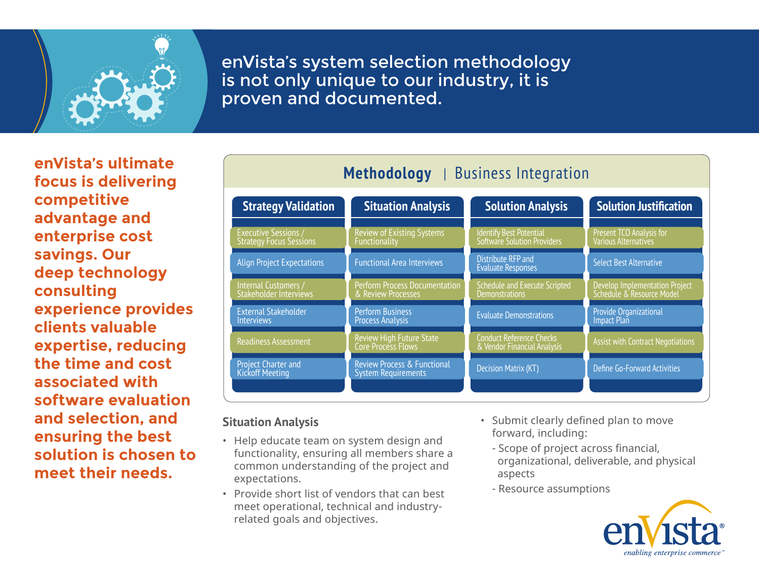## enVista's system selection methodology is not only unique to our industry, it is proven and documented.

**enVista's ultimate focus is delivering competitive advantage and enterprise cost savings. Our deep technology consulting experience provides clients valuable expertise, reducing the time and cost associated with software evaluation and selection, and ensuring the best solution is chosen to meet their needs.**

### Methodology | Business Integration

| Strategy Validation | Situation Analysis | Solution Analysis | Solution Justification |
|---|---|---|---|
| Executive Sessions / Strategy Focus Sessions | Review of Existing Systems Functionality | Identify Best Potential Software Solution Providers | Present TCO Analysis for Various Alternatives |
| Align Project Expectations | Functional Area Interviews | Distribute RFP and Evaluate Responses | Select Best Alternative |
| Internal Customers / Stakeholder Interviews | Perform Process Documentation & Review Processes | Schedule and Execute Scripted Demonstrations | Develop Implementation Project Schedule & Resource Model |
| External Stakeholder Interviews | Perform Business Process Analysis | Evaluate Demonstrations | Provide Organizational Impact Plan |
| Readiness Assessment | Review High Future State Core Process Flows | Conduct Reference Checks & Vendor Financial Analysis | Assist with Contract Negotiations |
| Project Charter and Kickoff Meeting | Review Process & Functional System Requirements | Decision Matrix (KT) | Define Go-Forward Activities |

### Situation Analysis

- Help educate team on system design and functionality, ensuring all members share a common understanding of the project and expectations.
- Provide short list of vendors that can best meet operational, technical and industry-related goals and objectives.
- Submit clearly defined plan to move forward, including:
  - Scope of project across financial, organizational, deliverable, and physical aspects
  - Resource assumptions

enVista® *enabling enterprise commerce*™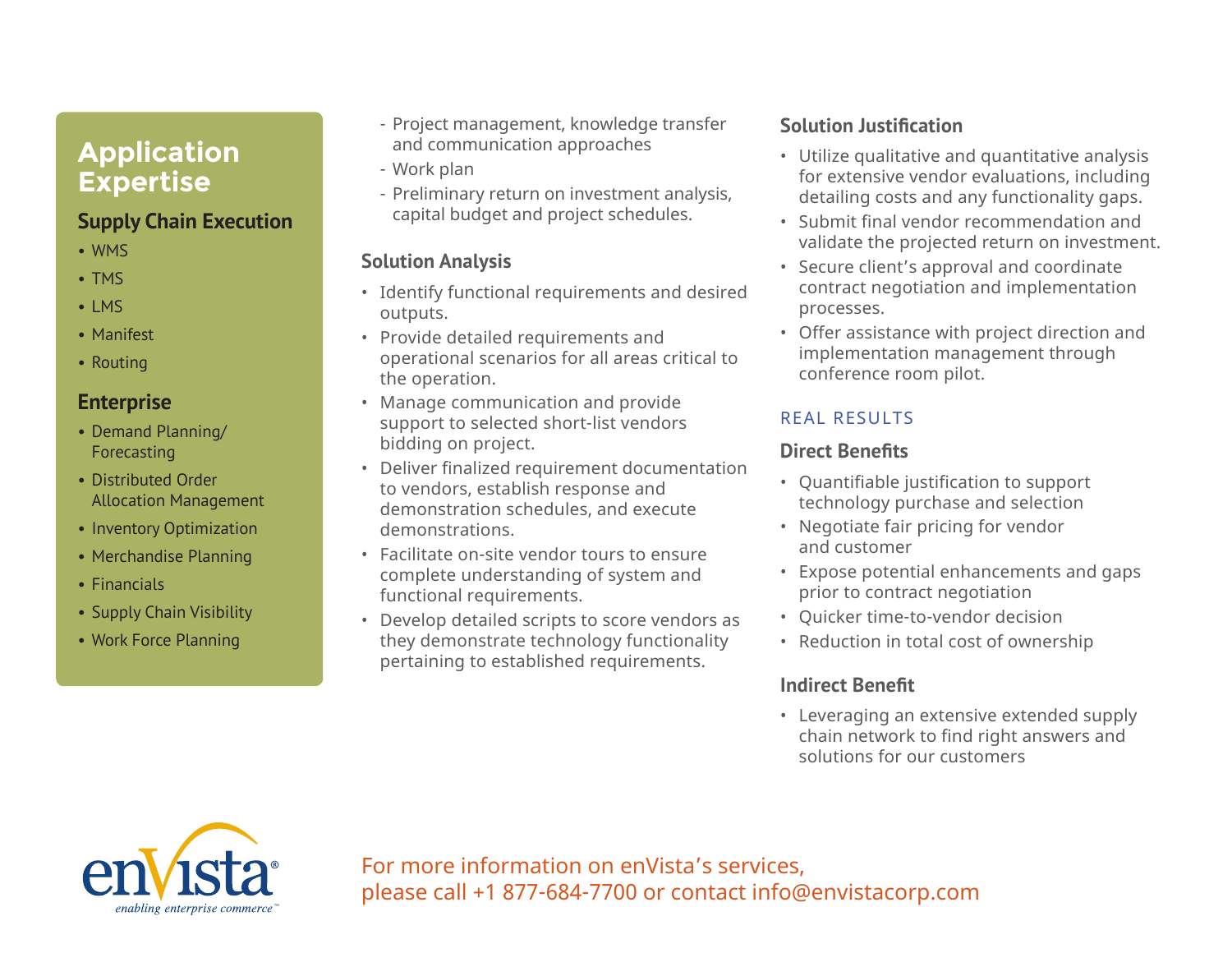## Application Expertise

### Supply Chain Execution

- WMS
- TMS
- LMS
- Manifest
- Routing

### Enterprise

- Demand Planning/ Forecasting
- Distributed Order Allocation Management
- Inventory Optimization
- Merchandise Planning
- Financials
- Supply Chain Visibility
- Work Force Planning

- Project management, knowledge transfer and communication approaches
- Work plan
- Preliminary return on investment analysis, capital budget and project schedules.

### Solution Analysis

- Identify functional requirements and desired outputs.
- Provide detailed requirements and operational scenarios for all areas critical to the operation.
- Manage communication and provide support to selected short-list vendors bidding on project.
- Deliver finalized requirement documentation to vendors, establish response and demonstration schedules, and execute demonstrations.
- Facilitate on-site vendor tours to ensure complete understanding of system and functional requirements.
- Develop detailed scripts to score vendors as they demonstrate technology functionality pertaining to established requirements.

### Solution Justification

- Utilize qualitative and quantitative analysis for extensive vendor evaluations, including detailing costs and any functionality gaps.
- Submit final vendor recommendation and validate the projected return on investment.
- Secure client's approval and coordinate contract negotiation and implementation processes.
- Offer assistance with project direction and implementation management through conference room pilot.

REAL RESULTS

### Direct Benefits

- Quantifiable justification to support technology purchase and selection
- Negotiate fair pricing for vendor and customer
- Expose potential enhancements and gaps prior to contract negotiation
- Quicker time-to-vendor decision
- Reduction in total cost of ownership

### Indirect Benefit

- Leveraging an extensive extended supply chain network to find right answers and solutions for our customers

enVista® enabling enterprise commerce™

For more information on enVista's services, please call +1 877-684-7700 or contact info@envistacorp.com